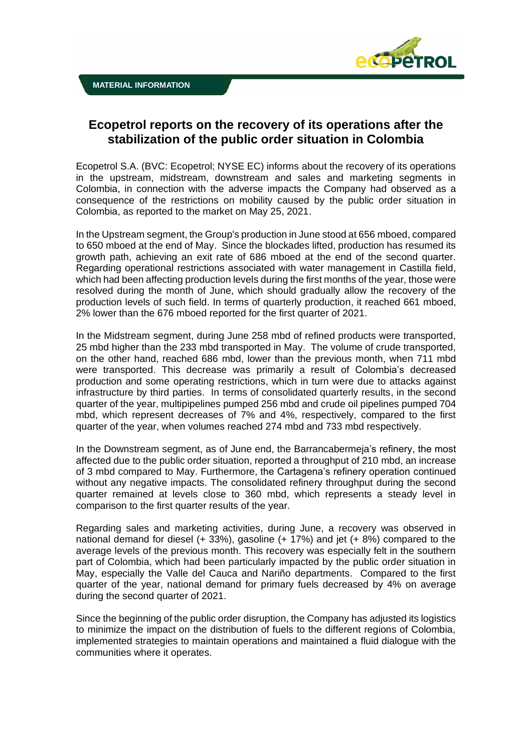MATERIAL INFORMATION

# Ecopetrol reports on the recovery of its operations after the stabilization of the public order situation in Colombia

Ecopetrol S.A. (BVC: Ecopetrol; NYSE EC) informs about the recovery of its operations in the upstream, midstream, downstream and sales and marketing segments in Colombia, in connection with the adverse impacts the Company had observed as a consequence of the restrictions on mobility caused by the public order situation in Colombia, as reported to the market on May 25, 2021.

In the Upstream segment, the Group's production in June stood at 656 mboed, compared to 650 mboed at the end of May. Since the blockades lifted, production has resumed its growth path, achieving an exit rate of 686 mboed at the end of the second quarter. Regarding operational restrictions associated with water management in Castilla field, which had been affecting production levels during the first months of the year, those were resolved during the month of June, which should gradually allow the recovery of the production levels of such field. In terms of quarterly production, it reached 661 mboed, 2% lower than the 676 mboed reported for the first quarter of 2021.

In the Midstream segment, during June 258 mbd of refined products were transported, 25 mbd higher than the 233 mbd transported in May. The volume of crude transported, on the other hand, reached 686 mbd, lower than the previous month, when 711 mbd were transported. This decrease was primarily a result of Colombia's decreased production and some operating restrictions, which in turn were due to attacks against infrastructure by third parties. In terms of consolidated quarterly results, in the second quarter of the year, multipipelines pumped 256 mbd and crude oil pipelines pumped 704 mbd, which represent decreases of 7% and 4%, respectively, compared to the first quarter of the year, when volumes reached 274 mbd and 733 mbd respectively.

In the Downstream segment, as of June end, the Barrancabermeja's refinery, the most affected due to the public order situation, reported a throughput of 210 mbd, an increase of 3 mbd compared to May. Furthermore, the Cartagena's refinery operation continued without any negative impacts. The consolidated refinery throughput during the second quarter remained at levels close to 360 mbd, which represents a steady level in comparison to the first quarter results of the year.

Regarding sales and marketing activities, during June, a recovery was observed in national demand for diesel (+ 33%), gasoline (+ 17%) and jet (+ 8%) compared to the average levels of the previous month. This recovery was especially felt in the southern part of Colombia, which had been particularly impacted by the public order situation in May, especially the Valle del Cauca and Nariño departments. Compared to the first quarter of the year, national demand for primary fuels decreased by 4% on average during the second quarter of 2021.

Since the beginning of the public order disruption, the Company has adjusted its logistics to minimize the impact on the distribution of fuels to the different regions of Colombia, implemented strategies to maintain operations and maintained a fluid dialogue with the communities where it operates.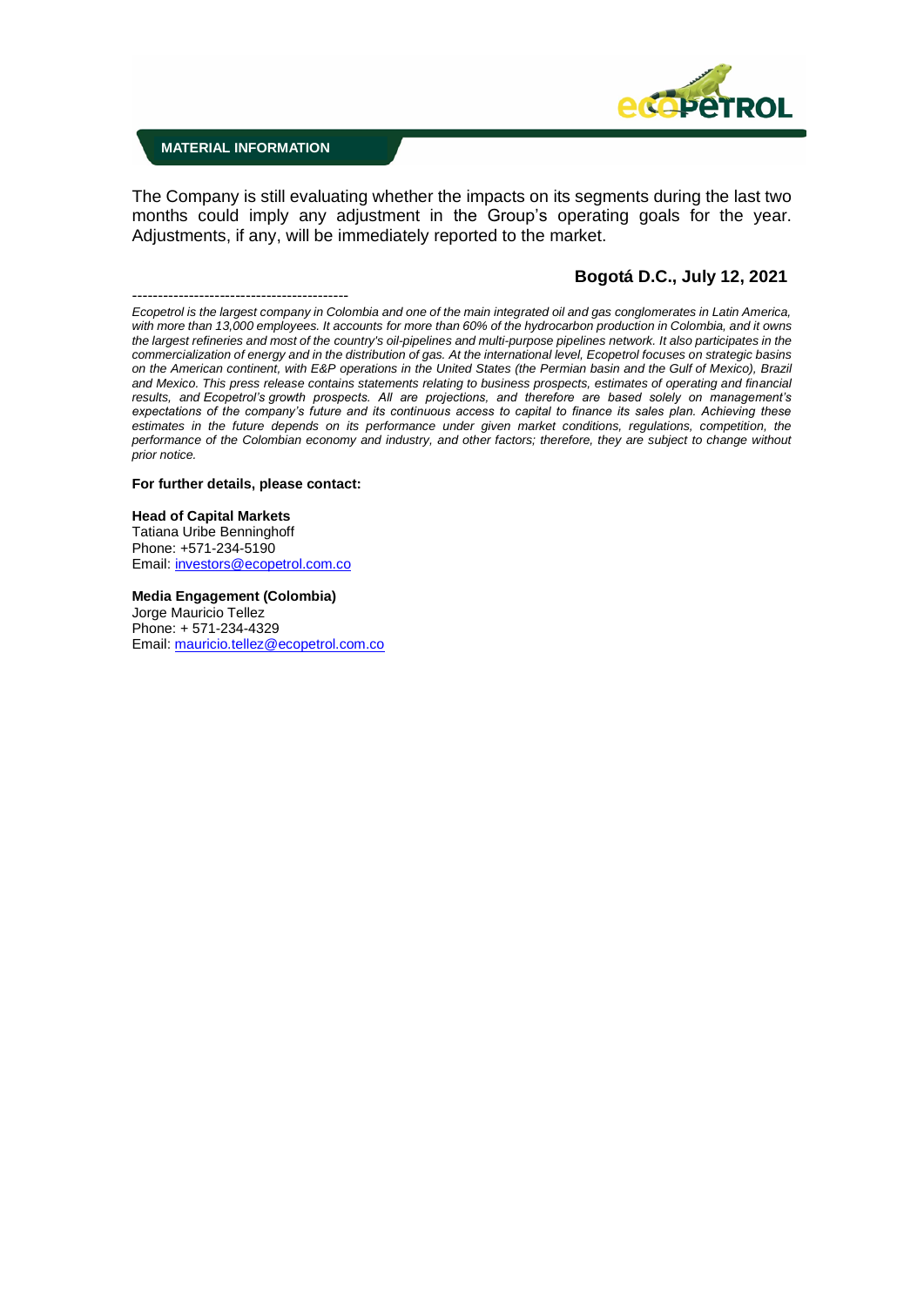The Company is still evaluating whether the impacts on its segments during the last two months could imply any adjustment in the Group's operating goals for the year. Adjustments, if any, will be immediately reported to the market.

**Bogotá D.C., July 12, 2021**

------------------------------------------

*Ecopetrol is the largest company in Colombia and one of the main integrated oil and gas conglomerates in Latin America, with more than 13,000 employees. It accounts for more than 60% of the hydrocarbon production in Colombia, and it owns the largest refineries and most of the country's oil-pipelines and multi-purpose pipelines network. It also participates in the commercialization of energy and in the distribution of gas. At the international level, Ecopetrol focuses on strategic basins on the American continent, with E&P operations in the United States (the Permian basin and the Gulf of Mexico), Brazil and Mexico. This press release contains statements relating to business prospects, estimates of operating and financial results, and Ecopetrol's growth prospects. All are projections, and therefore are based solely on management's expectations of the company's future and its continuous access to capital to finance its sales plan. Achieving these estimates in the future depends on its performance under given market conditions, regulations, competition, the performance of the Colombian economy and industry, and other factors; therefore, they are subject to change without prior notice.*

**For further details, please contact:**

**Head of Capital Markets**
Tatiana Uribe Benninghoff
Phone: +571-234-5190
Email: investors@ecopetrol.com.co

**Media Engagement (Colombia)**
Jorge Mauricio Tellez
Phone: + 571-234-4329
Email: mauricio.tellez@ecopetrol.com.co